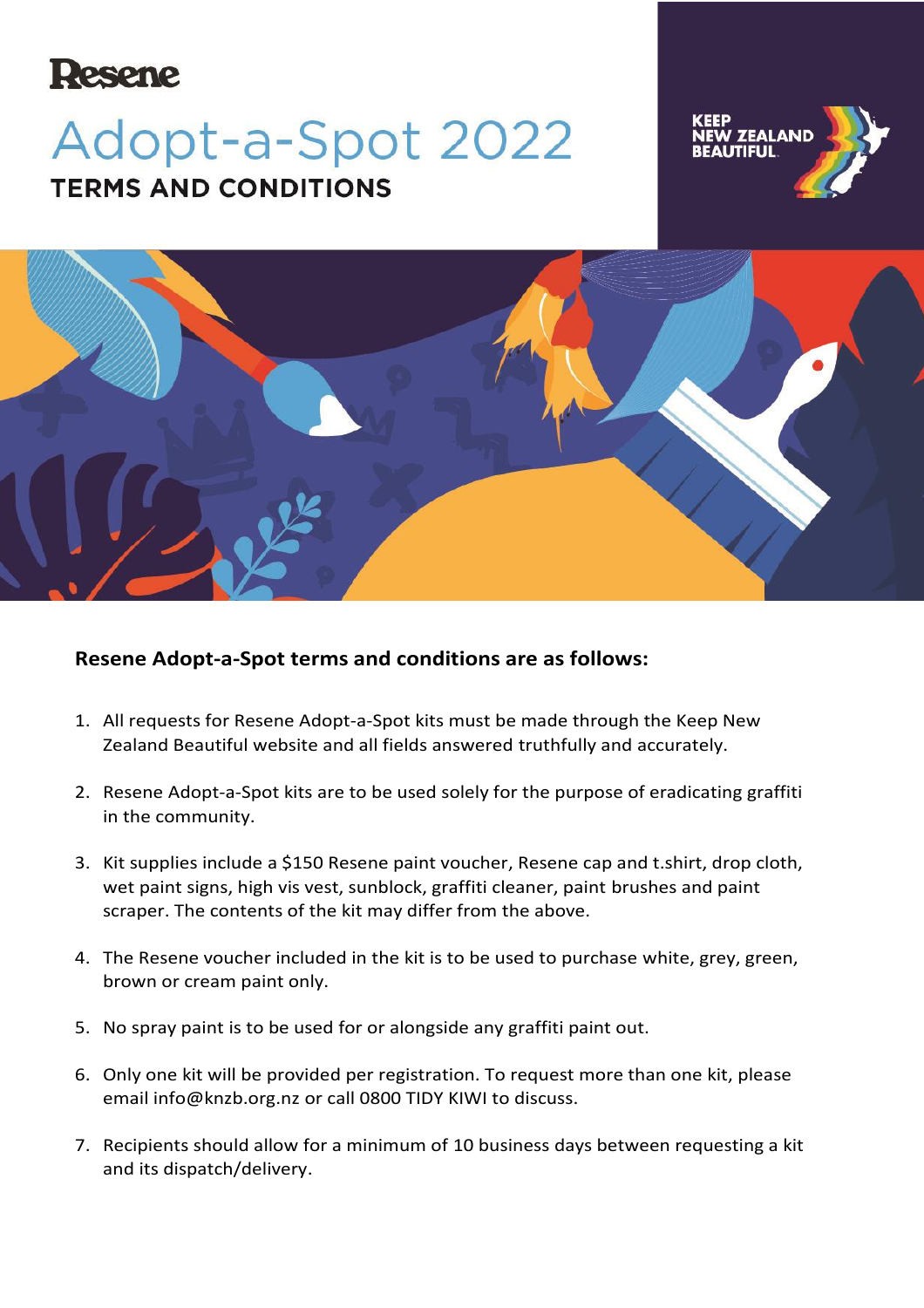Resene

# Adopt-a-Spot 2022

## TERMS AND CONDITIONS

KEEP NEW ZEALAND BEAUTIFUL.

**Resene Adopt-a-Spot terms and conditions are as follows:**

1. All requests for Resene Adopt-a-Spot kits must be made through the Keep New Zealand Beautiful website and all fields answered truthfully and accurately.
2. Resene Adopt-a-Spot kits are to be used solely for the purpose of eradicating graffiti in the community.
3. Kit supplies include a $150 Resene paint voucher, Resene cap and t.shirt, drop cloth, wet paint signs, high vis vest, sunblock, graffiti cleaner, paint brushes and paint scraper. The contents of the kit may differ from the above.
4. The Resene voucher included in the kit is to be used to purchase white, grey, green, brown or cream paint only.
5. No spray paint is to be used for or alongside any graffiti paint out.
6. Only one kit will be provided per registration. To request more than one kit, please email info@knzb.org.nz or call 0800 TIDY KIWI to discuss.
7. Recipients should allow for a minimum of 10 business days between requesting a kit and its dispatch/delivery.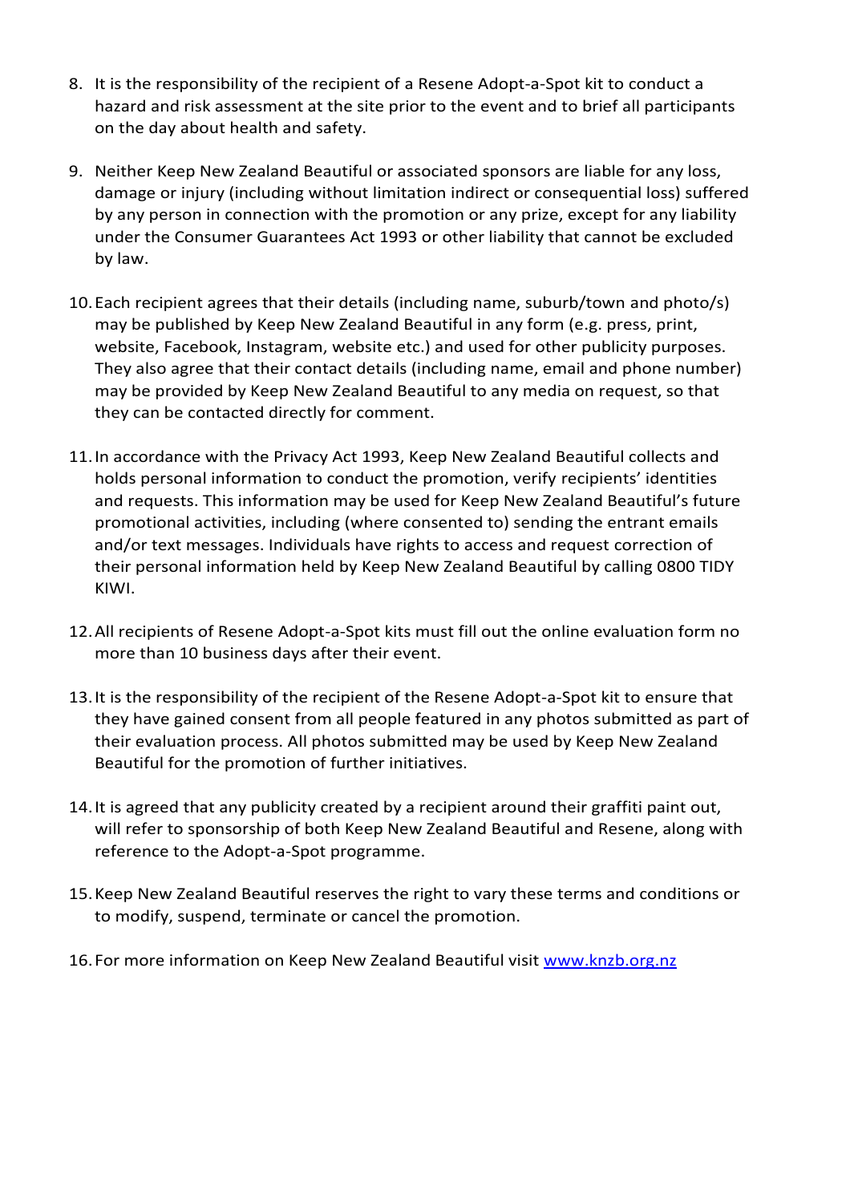8. It is the responsibility of the recipient of a Resene Adopt-a-Spot kit to conduct a hazard and risk assessment at the site prior to the event and to brief all participants on the day about health and safety.

9. Neither Keep New Zealand Beautiful or associated sponsors are liable for any loss, damage or injury (including without limitation indirect or consequential loss) suffered by any person in connection with the promotion or any prize, except for any liability under the Consumer Guarantees Act 1993 or other liability that cannot be excluded by law.

10. Each recipient agrees that their details (including name, suburb/town and photo/s) may be published by Keep New Zealand Beautiful in any form (e.g. press, print, website, Facebook, Instagram, website etc.) and used for other publicity purposes. They also agree that their contact details (including name, email and phone number) may be provided by Keep New Zealand Beautiful to any media on request, so that they can be contacted directly for comment.

11. In accordance with the Privacy Act 1993, Keep New Zealand Beautiful collects and holds personal information to conduct the promotion, verify recipients' identities and requests. This information may be used for Keep New Zealand Beautiful's future promotional activities, including (where consented to) sending the entrant emails and/or text messages. Individuals have rights to access and request correction of their personal information held by Keep New Zealand Beautiful by calling 0800 TIDY KIWI.

12. All recipients of Resene Adopt-a-Spot kits must fill out the online evaluation form no more than 10 business days after their event.

13. It is the responsibility of the recipient of the Resene Adopt-a-Spot kit to ensure that they have gained consent from all people featured in any photos submitted as part of their evaluation process. All photos submitted may be used by Keep New Zealand Beautiful for the promotion of further initiatives.

14. It is agreed that any publicity created by a recipient around their graffiti paint out, will refer to sponsorship of both Keep New Zealand Beautiful and Resene, along with reference to the Adopt-a-Spot programme.

15. Keep New Zealand Beautiful reserves the right to vary these terms and conditions or to modify, suspend, terminate or cancel the promotion.

16. For more information on Keep New Zealand Beautiful visit [www.knzb.org.nz](http://www.knzb.org.nz)